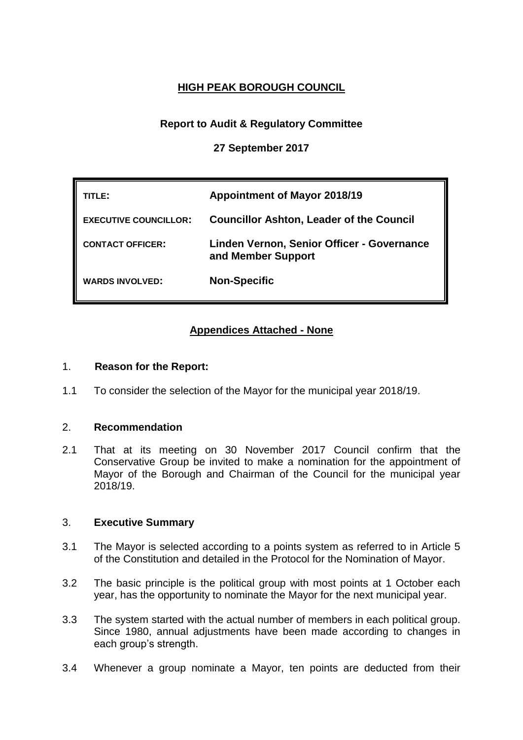# HIGH PEAK BOROUGH COUNCIL

**Report to Audit & Regulatory Committee**

**27 September 2017**

| | |
|---|---|
| **TITLE:** | **Appointment of Mayor 2018/19** |
| **EXECUTIVE COUNCILLOR:** | **Councillor Ashton, Leader of the Council** |
| **CONTACT OFFICER:** | **Linden Vernon, Senior Officer - Governance and Member Support** |
| **WARDS INVOLVED:** | **Non-Specific** |

**Appendices Attached - None**

## 1. Reason for the Report:

1.1 To consider the selection of the Mayor for the municipal year 2018/19.

## 2. Recommendation

2.1 That at its meeting on 30 November 2017 Council confirm that the Conservative Group be invited to make a nomination for the appointment of Mayor of the Borough and Chairman of the Council for the municipal year 2018/19.

## 3. Executive Summary

3.1 The Mayor is selected according to a points system as referred to in Article 5 of the Constitution and detailed in the Protocol for the Nomination of Mayor.

3.2 The basic principle is the political group with most points at 1 October each year, has the opportunity to nominate the Mayor for the next municipal year.

3.3 The system started with the actual number of members in each political group. Since 1980, annual adjustments have been made according to changes in each group's strength.

3.4 Whenever a group nominate a Mayor, ten points are deducted from their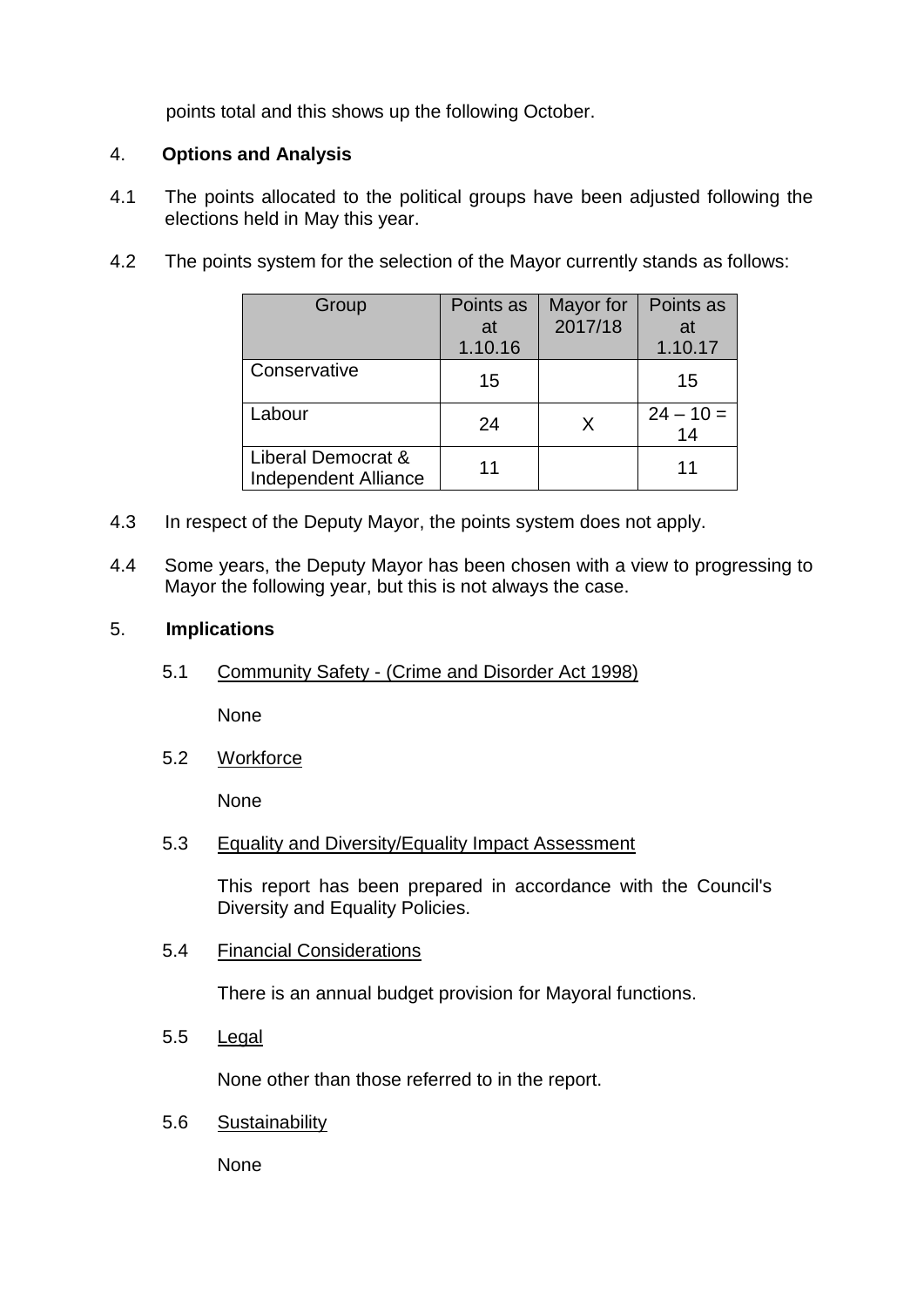points total and this shows up the following October.

## 4. Options and Analysis

4.1 The points allocated to the political groups have been adjusted following the elections held in May this year.

4.2 The points system for the selection of the Mayor currently stands as follows:

| Group | Points as at 1.10.16 | Mayor for 2017/18 | Points as at 1.10.17 |
|---|---|---|---|
| Conservative | 15 | | 15 |
| Labour | 24 | X | 24 – 10 = 14 |
| Liberal Democrat & Independent Alliance | 11 | | 11 |

4.3 In respect of the Deputy Mayor, the points system does not apply.

4.4 Some years, the Deputy Mayor has been chosen with a view to progressing to Mayor the following year, but this is not always the case.

## 5. Implications

5.1 Community Safety - (Crime and Disorder Act 1998)

None

5.2 Workforce

None

5.3 Equality and Diversity/Equality Impact Assessment

This report has been prepared in accordance with the Council's Diversity and Equality Policies.

5.4 Financial Considerations

There is an annual budget provision for Mayoral functions.

5.5 Legal

None other than those referred to in the report.

5.6 Sustainability

None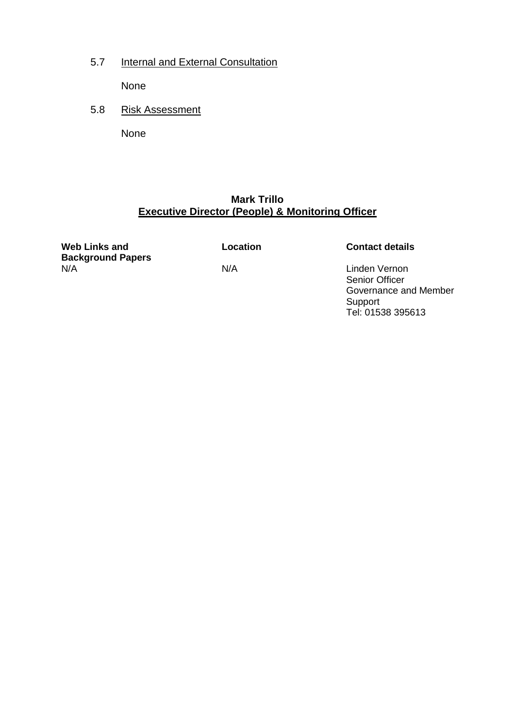5.7 Internal and External Consultation

None

5.8 Risk Assessment

None

**Mark Trillo**
**Executive Director (People) & Monitoring Officer**

| **Web Links and Background Papers** | **Location** | **Contact details** |
|---|---|---|
| N/A | N/A | Linden Vernon<br>Senior Officer<br>Governance and Member Support<br>Tel: 01538 395613 |